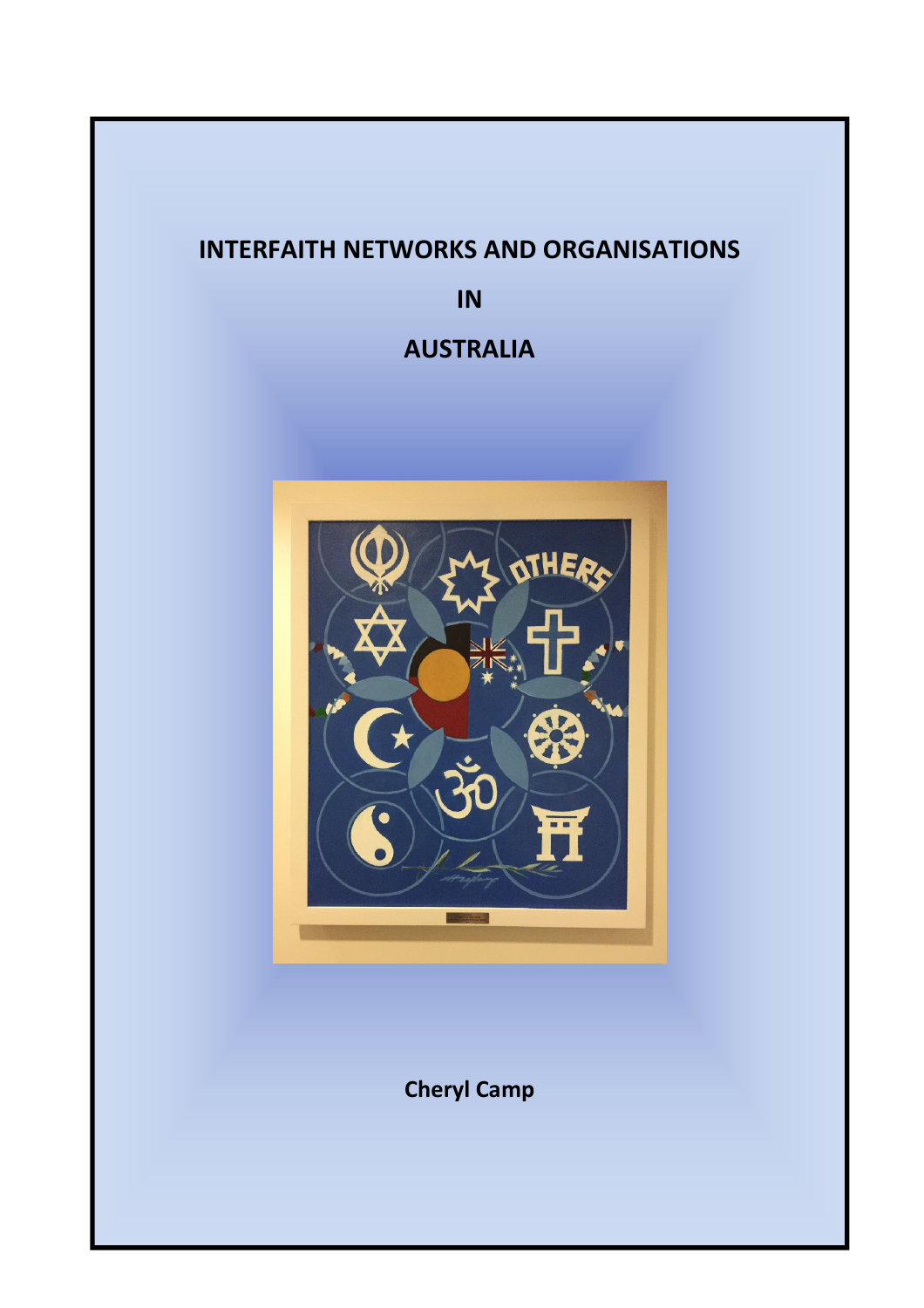# INTERFAITH NETWORKS AND ORGANISATIONS

# IN

# AUSTRALIA

**Cheryl Camp**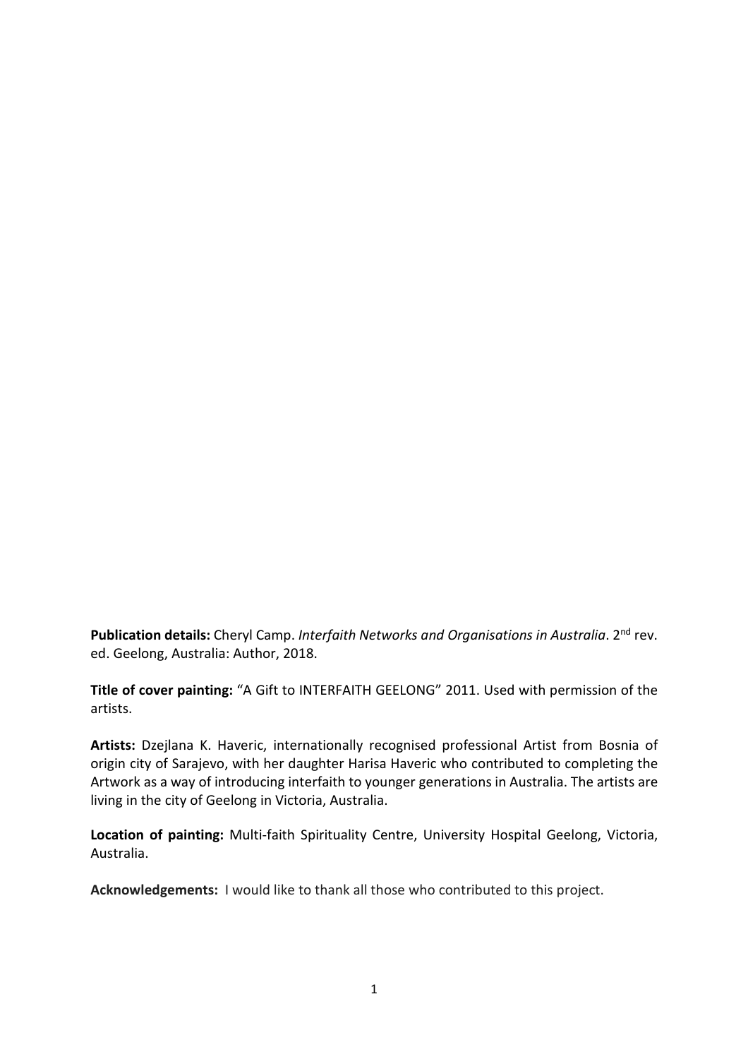**Publication details:** Cheryl Camp. *Interfaith Networks and Organisations in Australia*. 2nd rev. ed. Geelong, Australia: Author, 2018.

**Title of cover painting:** "A Gift to INTERFAITH GEELONG" 2011. Used with permission of the artists.

**Artists:** Dzejlana K. Haveric, internationally recognised professional Artist from Bosnia of origin city of Sarajevo, with her daughter Harisa Haveric who contributed to completing the Artwork as a way of introducing interfaith to younger generations in Australia. The artists are living in the city of Geelong in Victoria, Australia.

**Location of painting:** Multi-faith Spirituality Centre, University Hospital Geelong, Victoria, Australia.

**Acknowledgements:** I would like to thank all those who contributed to this project.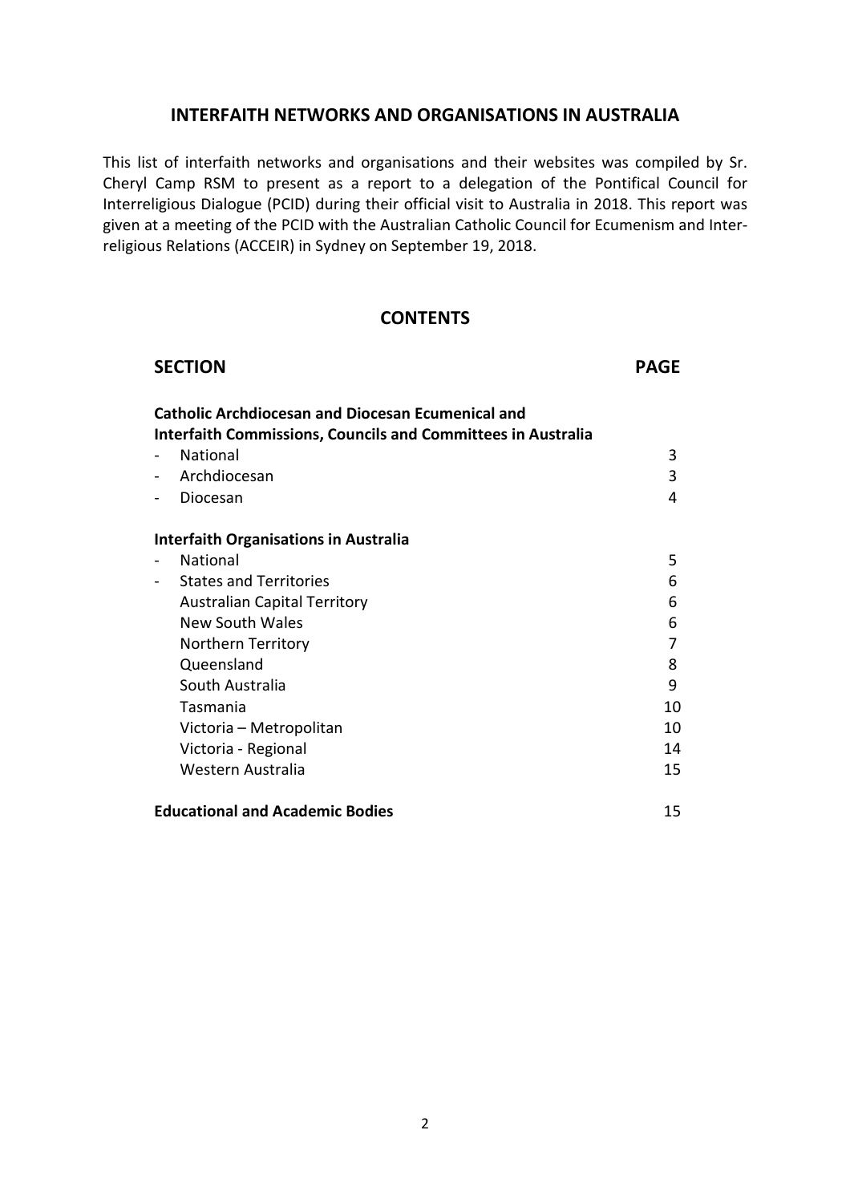## INTERFAITH NETWORKS AND ORGANISATIONS IN AUSTRALIA

This list of interfaith networks and organisations and their websites was compiled by Sr. Cheryl Camp RSM to present as a report to a delegation of the Pontifical Council for Interreligious Dialogue (PCID) during their official visit to Australia in 2018. This report was given at a meeting of the PCID with the Australian Catholic Council for Ecumenism and Inter-religious Relations (ACCEIR) in Sydney on September 19, 2018.

## CONTENTS

| SECTION | PAGE |
| --- | --- |
| **Catholic Archdiocesan and Diocesan Ecumenical and Interfaith Commissions, Councils and Committees in Australia** | |
| - National | 3 |
| - Archdiocesan | 3 |
| - Diocesan | 4 |
| **Interfaith Organisations in Australia** | |
| - National | 5 |
| - States and Territories | 6 |
| Australian Capital Territory | 6 |
| New South Wales | 6 |
| Northern Territory | 7 |
| Queensland | 8 |
| South Australia | 9 |
| Tasmania | 10 |
| Victoria – Metropolitan | 10 |
| Victoria - Regional | 14 |
| Western Australia | 15 |
| **Educational and Academic Bodies** | 15 |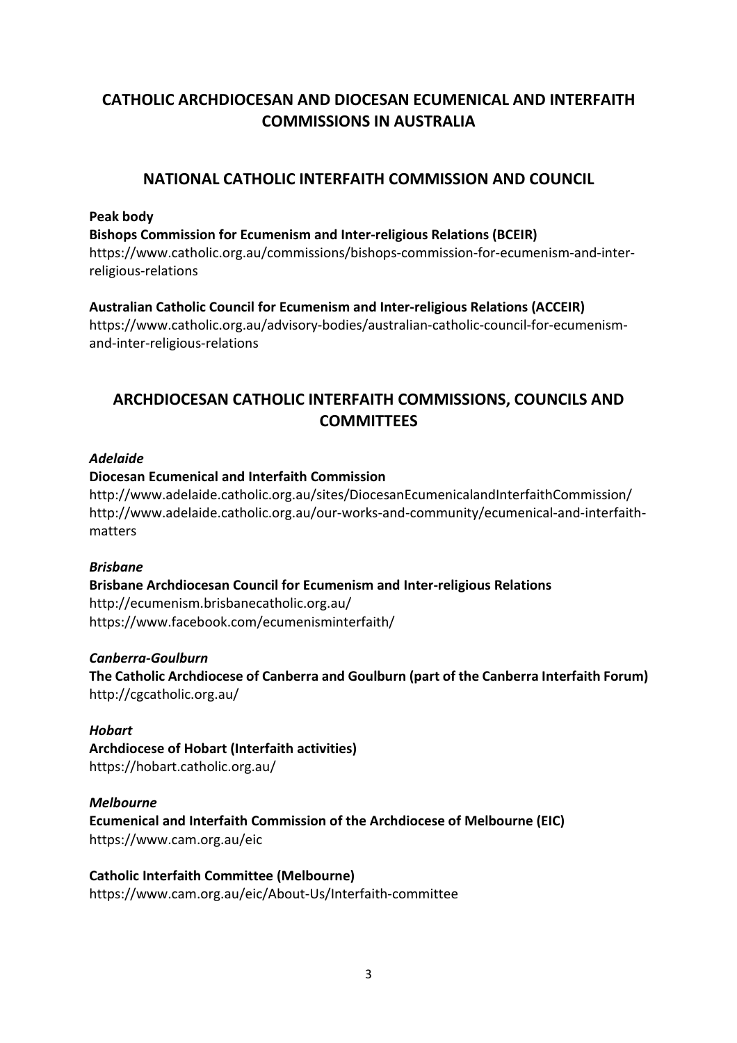# CATHOLIC ARCHDIOCESAN AND DIOCESAN ECUMENICAL AND INTERFAITH COMMISSIONS IN AUSTRALIA

## NATIONAL CATHOLIC INTERFAITH COMMISSION AND COUNCIL

**Peak body**

**Bishops Commission for Ecumenism and Inter-religious Relations (BCEIR)**
https://www.catholic.org.au/commissions/bishops-commission-for-ecumenism-and-inter-religious-relations

**Australian Catholic Council for Ecumenism and Inter-religious Relations (ACCEIR)**
https://www.catholic.org.au/advisory-bodies/australian-catholic-council-for-ecumenism-and-inter-religious-relations

## ARCHDIOCESAN CATHOLIC INTERFAITH COMMISSIONS, COUNCILS AND COMMITTEES

***Adelaide***

**Diocesan Ecumenical and Interfaith Commission**
http://www.adelaide.catholic.org.au/sites/DiocesanEcumenicalandInterfaithCommission/
http://www.adelaide.catholic.org.au/our-works-and-community/ecumenical-and-interfaith-matters

***Brisbane***

**Brisbane Archdiocesan Council for Ecumenism and Inter-religious Relations**
http://ecumenism.brisbanecatholic.org.au/
https://www.facebook.com/ecumenisminterfaith/

***Canberra-Goulburn***

**The Catholic Archdiocese of Canberra and Goulburn (part of the Canberra Interfaith Forum)**
http://cgcatholic.org.au/

***Hobart***

**Archdiocese of Hobart (Interfaith activities)**
https://hobart.catholic.org.au/

***Melbourne***

**Ecumenical and Interfaith Commission of the Archdiocese of Melbourne (EIC)**
https://www.cam.org.au/eic

**Catholic Interfaith Committee (Melbourne)**
https://www.cam.org.au/eic/About-Us/Interfaith-committee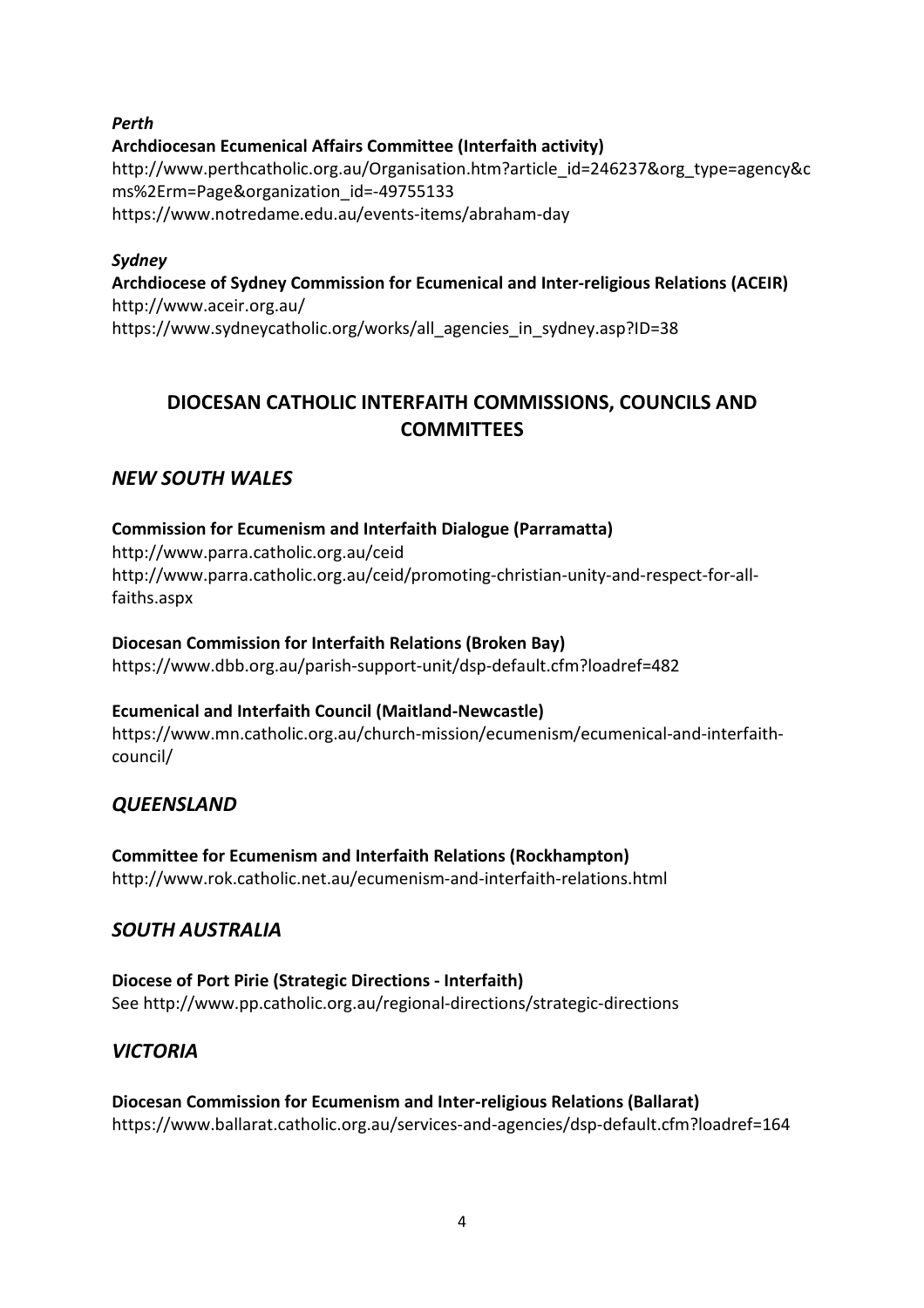*Perth*

**Archdiocesan Ecumenical Affairs Committee (Interfaith activity)**
http://www.perthcatholic.org.au/Organisation.htm?article_id=246237&org_type=agency&cms%2Erm=Page&organization_id=-49755133
https://www.notredame.edu.au/events-items/abraham-day

*Sydney*

**Archdiocese of Sydney Commission for Ecumenical and Inter-religious Relations (ACEIR)**
http://www.aceir.org.au/
https://www.sydneycatholic.org/works/all_agencies_in_sydney.asp?ID=38

## DIOCESAN CATHOLIC INTERFAITH COMMISSIONS, COUNCILS AND COMMITTEES

### *NEW SOUTH WALES*

**Commission for Ecumenism and Interfaith Dialogue (Parramatta)**
http://www.parra.catholic.org.au/ceid
http://www.parra.catholic.org.au/ceid/promoting-christian-unity-and-respect-for-all-faiths.aspx

**Diocesan Commission for Interfaith Relations (Broken Bay)**
https://www.dbb.org.au/parish-support-unit/dsp-default.cfm?loadref=482

**Ecumenical and Interfaith Council (Maitland-Newcastle)**
https://www.mn.catholic.org.au/church-mission/ecumenism/ecumenical-and-interfaith-council/

### *QUEENSLAND*

**Committee for Ecumenism and Interfaith Relations (Rockhampton)**
http://www.rok.catholic.net.au/ecumenism-and-interfaith-relations.html

### *SOUTH AUSTRALIA*

**Diocese of Port Pirie (Strategic Directions - Interfaith)**
See http://www.pp.catholic.org.au/regional-directions/strategic-directions

### *VICTORIA*

**Diocesan Commission for Ecumenism and Inter-religious Relations (Ballarat)**
https://www.ballarat.catholic.org.au/services-and-agencies/dsp-default.cfm?loadref=164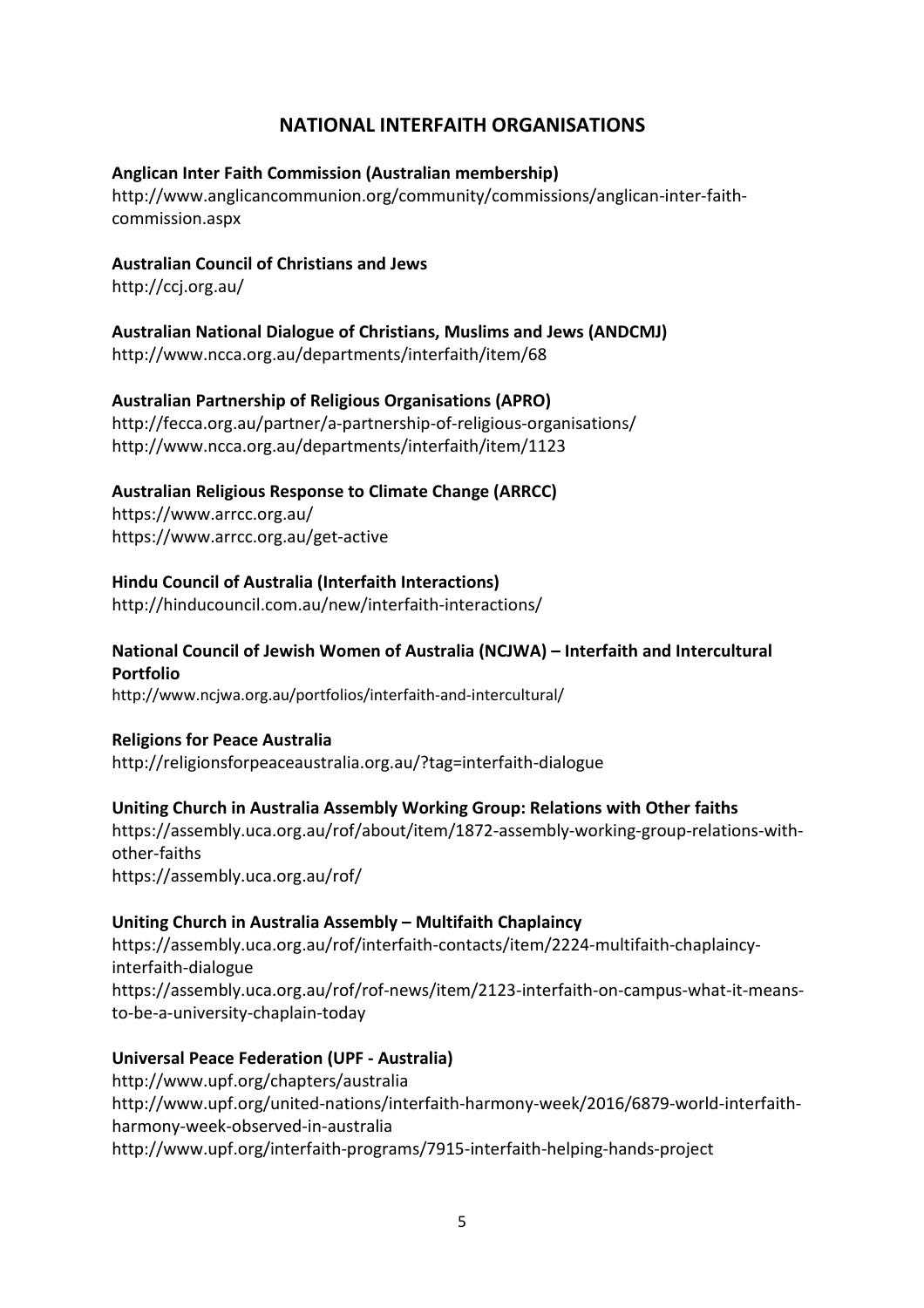## NATIONAL INTERFAITH ORGANISATIONS

**Anglican Inter Faith Commission (Australian membership)**
http://www.anglicancommunion.org/community/commissions/anglican-inter-faith-commission.aspx

**Australian Council of Christians and Jews**
http://ccj.org.au/

**Australian National Dialogue of Christians, Muslims and Jews (ANDCMJ)**
http://www.ncca.org.au/departments/interfaith/item/68

**Australian Partnership of Religious Organisations (APRO)**
http://fecca.org.au/partner/a-partnership-of-religious-organisations/
http://www.ncca.org.au/departments/interfaith/item/1123

**Australian Religious Response to Climate Change (ARRCC)**
https://www.arrcc.org.au/
https://www.arrcc.org.au/get-active

**Hindu Council of Australia (Interfaith Interactions)**
http://hinducouncil.com.au/new/interfaith-interactions/

**National Council of Jewish Women of Australia (NCJWA) – Interfaith and Intercultural Portfolio**
http://www.ncjwa.org.au/portfolios/interfaith-and-intercultural/

**Religions for Peace Australia**
http://religionsforpeaceaustralia.org.au/?tag=interfaith-dialogue

**Uniting Church in Australia Assembly Working Group: Relations with Other faiths**
https://assembly.uca.org.au/rof/about/item/1872-assembly-working-group-relations-with-other-faiths
https://assembly.uca.org.au/rof/

**Uniting Church in Australia Assembly – Multifaith Chaplaincy**
https://assembly.uca.org.au/rof/interfaith-contacts/item/2224-multifaith-chaplaincy-interfaith-dialogue
https://assembly.uca.org.au/rof/rof-news/item/2123-interfaith-on-campus-what-it-means-to-be-a-university-chaplain-today

**Universal Peace Federation (UPF - Australia)**
http://www.upf.org/chapters/australia
http://www.upf.org/united-nations/interfaith-harmony-week/2016/6879-world-interfaith-harmony-week-observed-in-australia
http://www.upf.org/interfaith-programs/7915-interfaith-helping-hands-project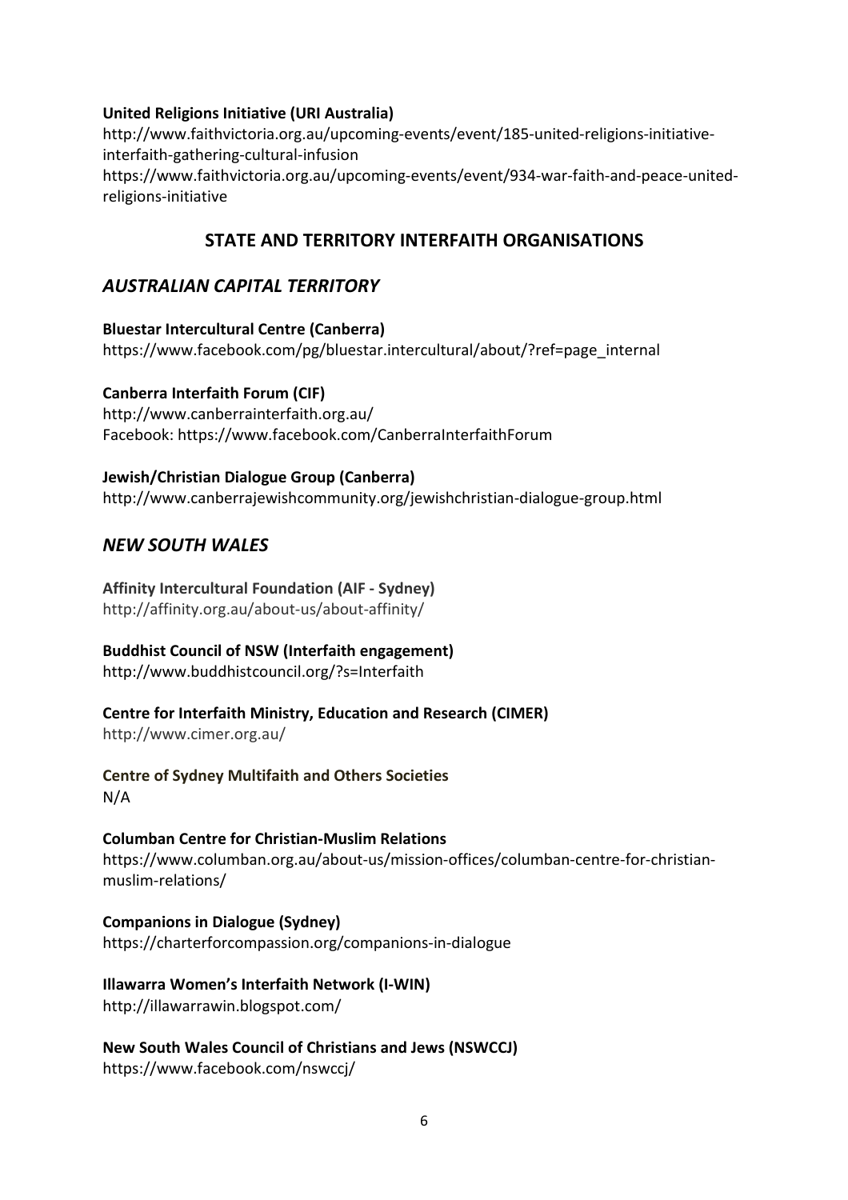**United Religions Initiative (URI Australia)**
http://www.faithvictoria.org.au/upcoming-events/event/185-united-religions-initiative-interfaith-gathering-cultural-infusion
https://www.faithvictoria.org.au/upcoming-events/event/934-war-faith-and-peace-united-religions-initiative

## STATE AND TERRITORY INTERFAITH ORGANISATIONS

### *AUSTRALIAN CAPITAL TERRITORY*

**Bluestar Intercultural Centre (Canberra)**
https://www.facebook.com/pg/bluestar.intercultural/about/?ref=page_internal

**Canberra Interfaith Forum (CIF)**
http://www.canberrainterfaith.org.au/
Facebook: https://www.facebook.com/CanberraInterfaithForum

**Jewish/Christian Dialogue Group (Canberra)**
http://www.canberrajewishcommunity.org/jewishchristian-dialogue-group.html

### *NEW SOUTH WALES*

**Affinity Intercultural Foundation (AIF - Sydney)**
http://affinity.org.au/about-us/about-affinity/

**Buddhist Council of NSW (Interfaith engagement)**
http://www.buddhistcouncil.org/?s=Interfaith

**Centre for Interfaith Ministry, Education and Research (CIMER)**
http://www.cimer.org.au/

**Centre of Sydney Multifaith and Others Societies**
N/A

**Columban Centre for Christian-Muslim Relations**
https://www.columban.org.au/about-us/mission-offices/columban-centre-for-christian-muslim-relations/

**Companions in Dialogue (Sydney)**
https://charterforcompassion.org/companions-in-dialogue

**Illawarra Women's Interfaith Network (I-WIN)**
http://illawarrawin.blogspot.com/

**New South Wales Council of Christians and Jews (NSWCCJ)**
https://www.facebook.com/nswccj/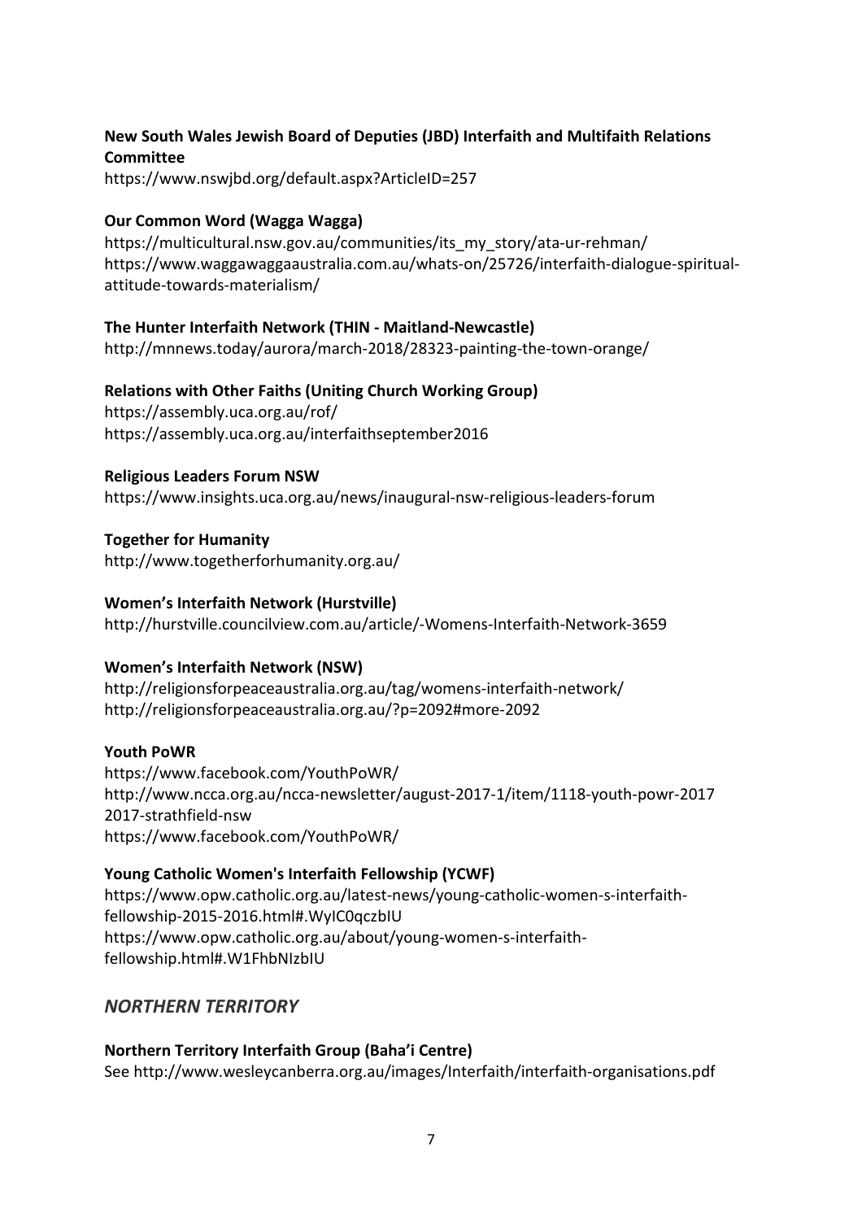**New South Wales Jewish Board of Deputies (JBD) Interfaith and Multifaith Relations Committee**
https://www.nswjbd.org/default.aspx?ArticleID=257

**Our Common Word (Wagga Wagga)**
https://multicultural.nsw.gov.au/communities/its_my_story/ata-ur-rehman/
https://www.waggawaggaaustralia.com.au/whats-on/25726/interfaith-dialogue-spiritual-attitude-towards-materialism/

**The Hunter Interfaith Network (THIN - Maitland-Newcastle)**
http://mnnews.today/aurora/march-2018/28323-painting-the-town-orange/

**Relations with Other Faiths (Uniting Church Working Group)**
https://assembly.uca.org.au/rof/
https://assembly.uca.org.au/interfaithseptember2016

**Religious Leaders Forum NSW**
https://www.insights.uca.org.au/news/inaugural-nsw-religious-leaders-forum

**Together for Humanity**
http://www.togetherforhumanity.org.au/

**Women's Interfaith Network (Hurstville)**
http://hurstville.councilview.com.au/article/-Womens-Interfaith-Network-3659

**Women's Interfaith Network (NSW)**
http://religionsforpeaceaustralia.org.au/tag/womens-interfaith-network/
http://religionsforpeaceaustralia.org.au/?p=2092#more-2092

**Youth PoWR**
https://www.facebook.com/YouthPoWR/
http://www.ncca.org.au/ncca-newsletter/august-2017-1/item/1118-youth-powr-2017 2017-strathfield-nsw
https://www.facebook.com/YouthPoWR/

**Young Catholic Women's Interfaith Fellowship (YCWF)**
https://www.opw.catholic.org.au/latest-news/young-catholic-women-s-interfaith-fellowship-2015-2016.html#.WyIC0qczbIU
https://www.opw.catholic.org.au/about/young-women-s-interfaith-fellowship.html#.W1FhbNIzbIU

## *NORTHERN TERRITORY*

**Northern Territory Interfaith Group (Baha'i Centre)**
See http://www.wesleycanberra.org.au/images/Interfaith/interfaith-organisations.pdf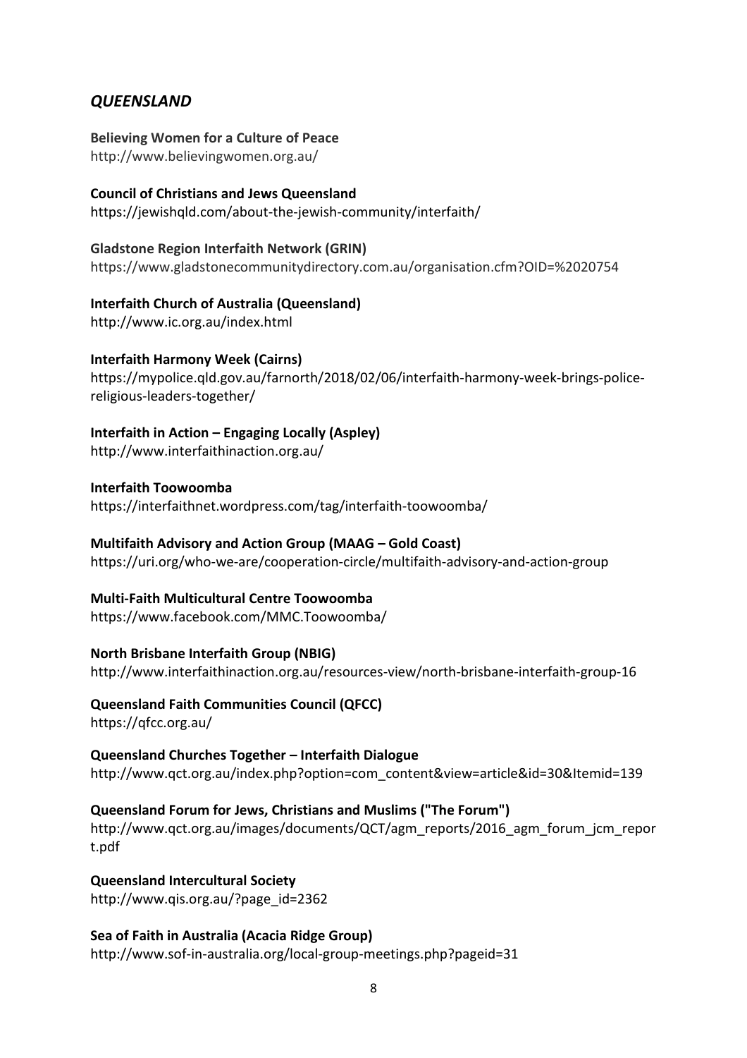## *QUEENSLAND*

**Believing Women for a Culture of Peace**
http://www.believingwomen.org.au/

**Council of Christians and Jews Queensland**
https://jewishqld.com/about-the-jewish-community/interfaith/

**Gladstone Region Interfaith Network (GRIN)**
https://www.gladstonecommunitydirectory.com.au/organisation.cfm?OID=%2020754

**Interfaith Church of Australia (Queensland)**
http://www.ic.org.au/index.html

**Interfaith Harmony Week (Cairns)**
https://mypolice.qld.gov.au/farnorth/2018/02/06/interfaith-harmony-week-brings-police-religious-leaders-together/

**Interfaith in Action – Engaging Locally (Aspley)**
http://www.interfaithinaction.org.au/

**Interfaith Toowoomba**
https://interfaithnet.wordpress.com/tag/interfaith-toowoomba/

**Multifaith Advisory and Action Group (MAAG – Gold Coast)**
https://uri.org/who-we-are/cooperation-circle/multifaith-advisory-and-action-group

**Multi-Faith Multicultural Centre Toowoomba**
https://www.facebook.com/MMC.Toowoomba/

**North Brisbane Interfaith Group (NBIG)**
http://www.interfaithinaction.org.au/resources-view/north-brisbane-interfaith-group-16

**Queensland Faith Communities Council (QFCC)**
https://qfcc.org.au/

**Queensland Churches Together – Interfaith Dialogue**
http://www.qct.org.au/index.php?option=com_content&view=article&id=30&Itemid=139

**Queensland Forum for Jews, Christians and Muslims ("The Forum")**
http://www.qct.org.au/images/documents/QCT/agm_reports/2016_agm_forum_jcm_report.pdf

**Queensland Intercultural Society**
http://www.qis.org.au/?page_id=2362

**Sea of Faith in Australia (Acacia Ridge Group)**
http://www.sof-in-australia.org/local-group-meetings.php?pageid=31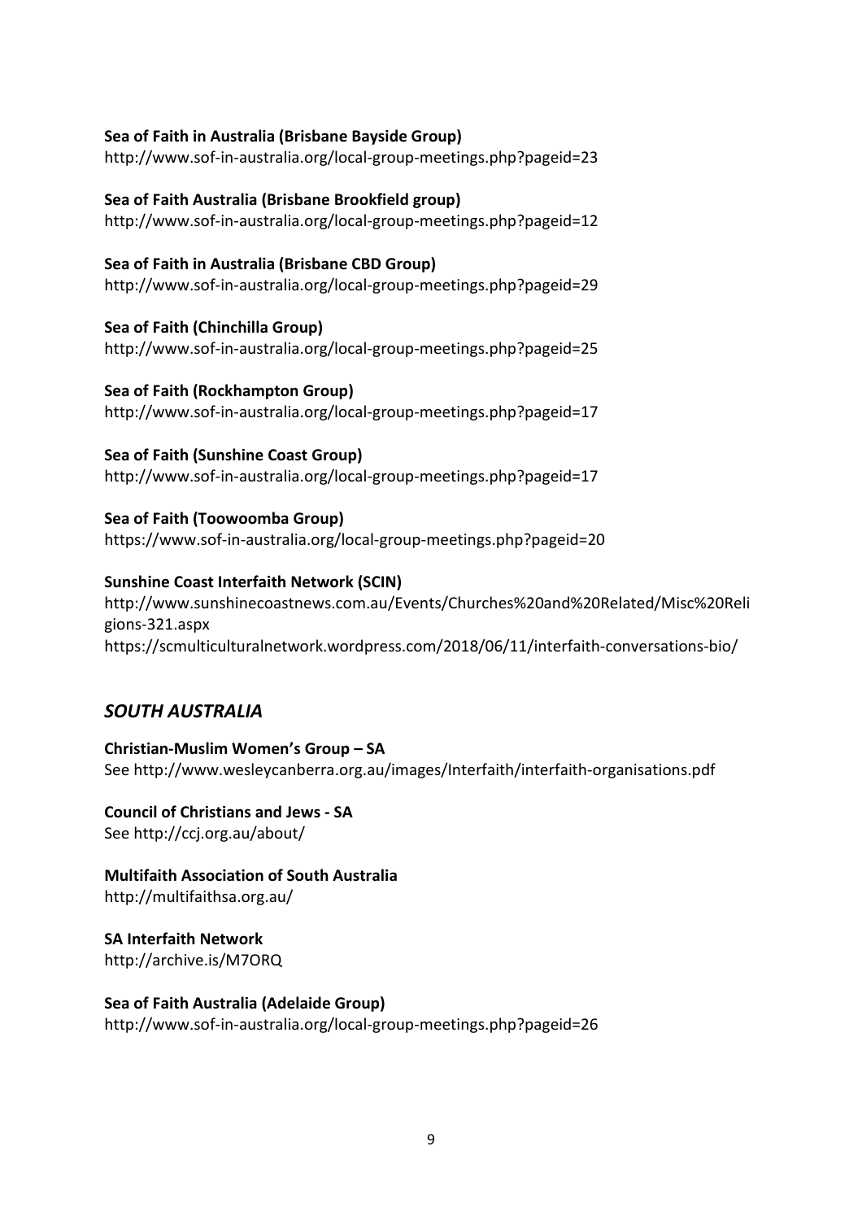**Sea of Faith in Australia (Brisbane Bayside Group)**
http://www.sof-in-australia.org/local-group-meetings.php?pageid=23

**Sea of Faith Australia (Brisbane Brookfield group)**
http://www.sof-in-australia.org/local-group-meetings.php?pageid=12

**Sea of Faith in Australia (Brisbane CBD Group)**
http://www.sof-in-australia.org/local-group-meetings.php?pageid=29

**Sea of Faith (Chinchilla Group)**
http://www.sof-in-australia.org/local-group-meetings.php?pageid=25

**Sea of Faith (Rockhampton Group)**
http://www.sof-in-australia.org/local-group-meetings.php?pageid=17

**Sea of Faith (Sunshine Coast Group)**
http://www.sof-in-australia.org/local-group-meetings.php?pageid=17

**Sea of Faith (Toowoomba Group)**
https://www.sof-in-australia.org/local-group-meetings.php?pageid=20

**Sunshine Coast Interfaith Network (SCIN)**
http://www.sunshinecoastnews.com.au/Events/Churches%20and%20Related/Misc%20Religions-321.aspx
https://scmulticulturalnetwork.wordpress.com/2018/06/11/interfaith-conversations-bio/

## *SOUTH AUSTRALIA*

**Christian-Muslim Women's Group – SA**
See http://www.wesleycanberra.org.au/images/Interfaith/interfaith-organisations.pdf

**Council of Christians and Jews - SA**
See http://ccj.org.au/about/

**Multifaith Association of South Australia**
http://multifaithsa.org.au/

**SA Interfaith Network**
http://archive.is/M7ORQ

**Sea of Faith Australia (Adelaide Group)**
http://www.sof-in-australia.org/local-group-meetings.php?pageid=26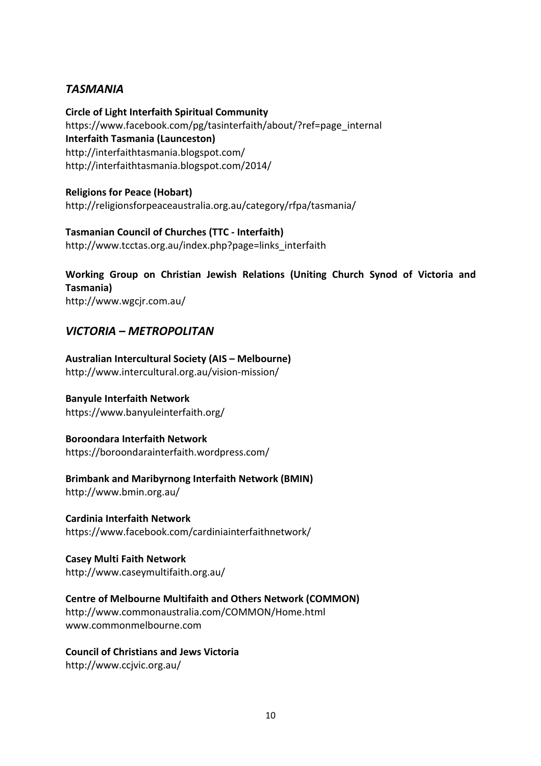## *TASMANIA*

**Circle of Light Interfaith Spiritual Community**
https://www.facebook.com/pg/tasinterfaith/about/?ref=page_internal
**Interfaith Tasmania (Launceston)**
http://interfaithtasmania.blogspot.com/
http://interfaithtasmania.blogspot.com/2014/

**Religions for Peace (Hobart)**
http://religionsforpeaceaustralia.org.au/category/rfpa/tasmania/

**Tasmanian Council of Churches (TTC - Interfaith)**
http://www.tcctas.org.au/index.php?page=links_interfaith

**Working Group on Christian Jewish Relations (Uniting Church Synod of Victoria and Tasmania)**
http://www.wgcjr.com.au/

## *VICTORIA – METROPOLITAN*

**Australian Intercultural Society (AIS – Melbourne)**
http://www.intercultural.org.au/vision-mission/

**Banyule Interfaith Network**
https://www.banyuleinterfaith.org/

**Boroondara Interfaith Network**
https://boroondarainterfaith.wordpress.com/

**Brimbank and Maribyrnong Interfaith Network (BMIN)**
http://www.bmin.org.au/

**Cardinia Interfaith Network**
https://www.facebook.com/cardiniainterfaithnetwork/

**Casey Multi Faith Network**
http://www.caseymultifaith.org.au/

**Centre of Melbourne Multifaith and Others Network (COMMON)**
http://www.commonaustralia.com/COMMON/Home.html
www.commonmelbourne.com

**Council of Christians and Jews Victoria**
http://www.ccjvic.org.au/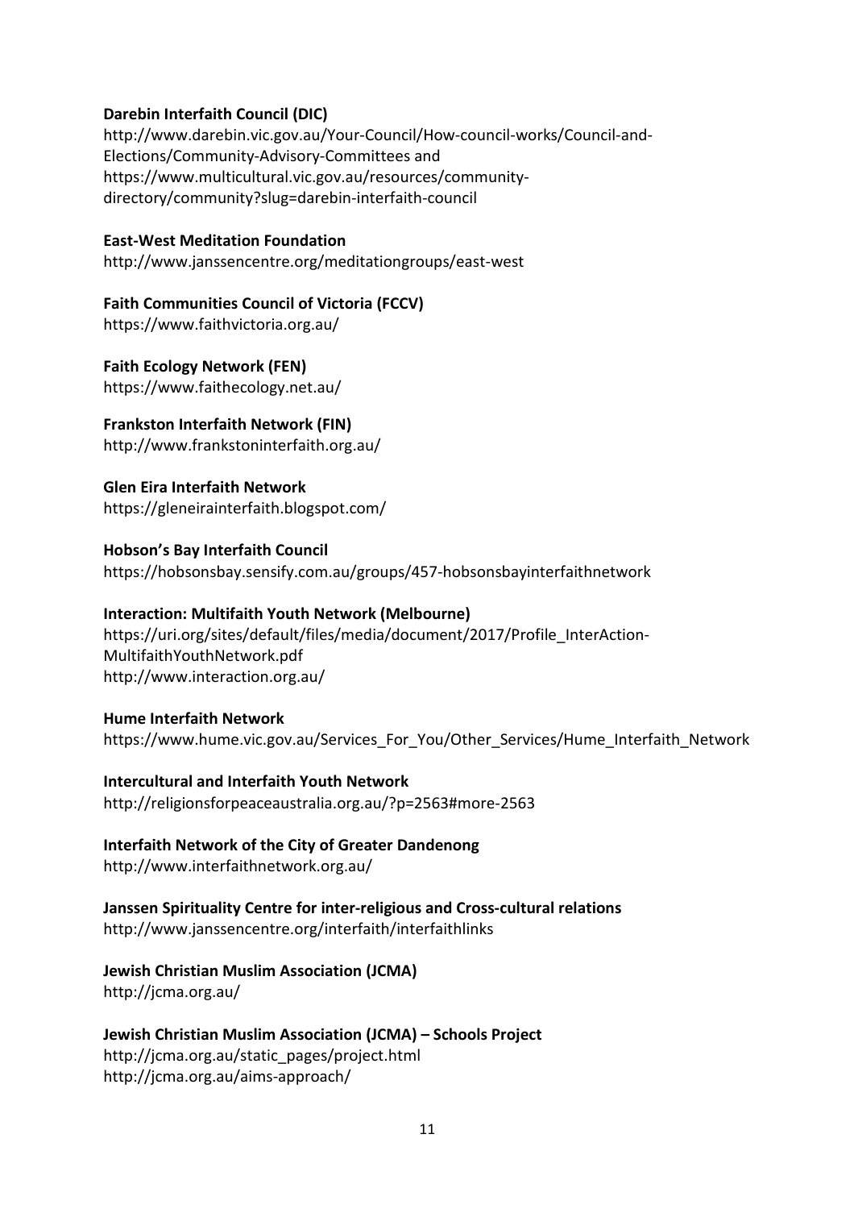**Darebin Interfaith Council (DIC)**
http://www.darebin.vic.gov.au/Your-Council/How-council-works/Council-and-Elections/Community-Advisory-Committees and https://www.multicultural.vic.gov.au/resources/community-directory/community?slug=darebin-interfaith-council

**East-West Meditation Foundation**
http://www.janssencentre.org/meditationgroups/east-west

**Faith Communities Council of Victoria (FCCV)**
https://www.faithvictoria.org.au/

**Faith Ecology Network (FEN)**
https://www.faithecology.net.au/

**Frankston Interfaith Network (FIN)**
http://www.frankstoninterfaith.org.au/

**Glen Eira Interfaith Network**
https://gleneirainterfaith.blogspot.com/

**Hobson's Bay Interfaith Council**
https://hobsonsbay.sensify.com.au/groups/457-hobsonsbayinterfaithnetwork

**Interaction: Multifaith Youth Network (Melbourne)**
https://uri.org/sites/default/files/media/document/2017/Profile_InterAction-MultifaithYouthNetwork.pdf
http://www.interaction.org.au/

**Hume Interfaith Network**
https://www.hume.vic.gov.au/Services_For_You/Other_Services/Hume_Interfaith_Network

**Intercultural and Interfaith Youth Network**
http://religionsforpeaceaustralia.org.au/?p=2563#more-2563

**Interfaith Network of the City of Greater Dandenong**
http://www.interfaithnetwork.org.au/

**Janssen Spirituality Centre for inter-religious and Cross-cultural relations**
http://www.janssencentre.org/interfaith/interfaithlinks

**Jewish Christian Muslim Association (JCMA)**
http://jcma.org.au/

**Jewish Christian Muslim Association (JCMA) – Schools Project**
http://jcma.org.au/static_pages/project.html
http://jcma.org.au/aims-approach/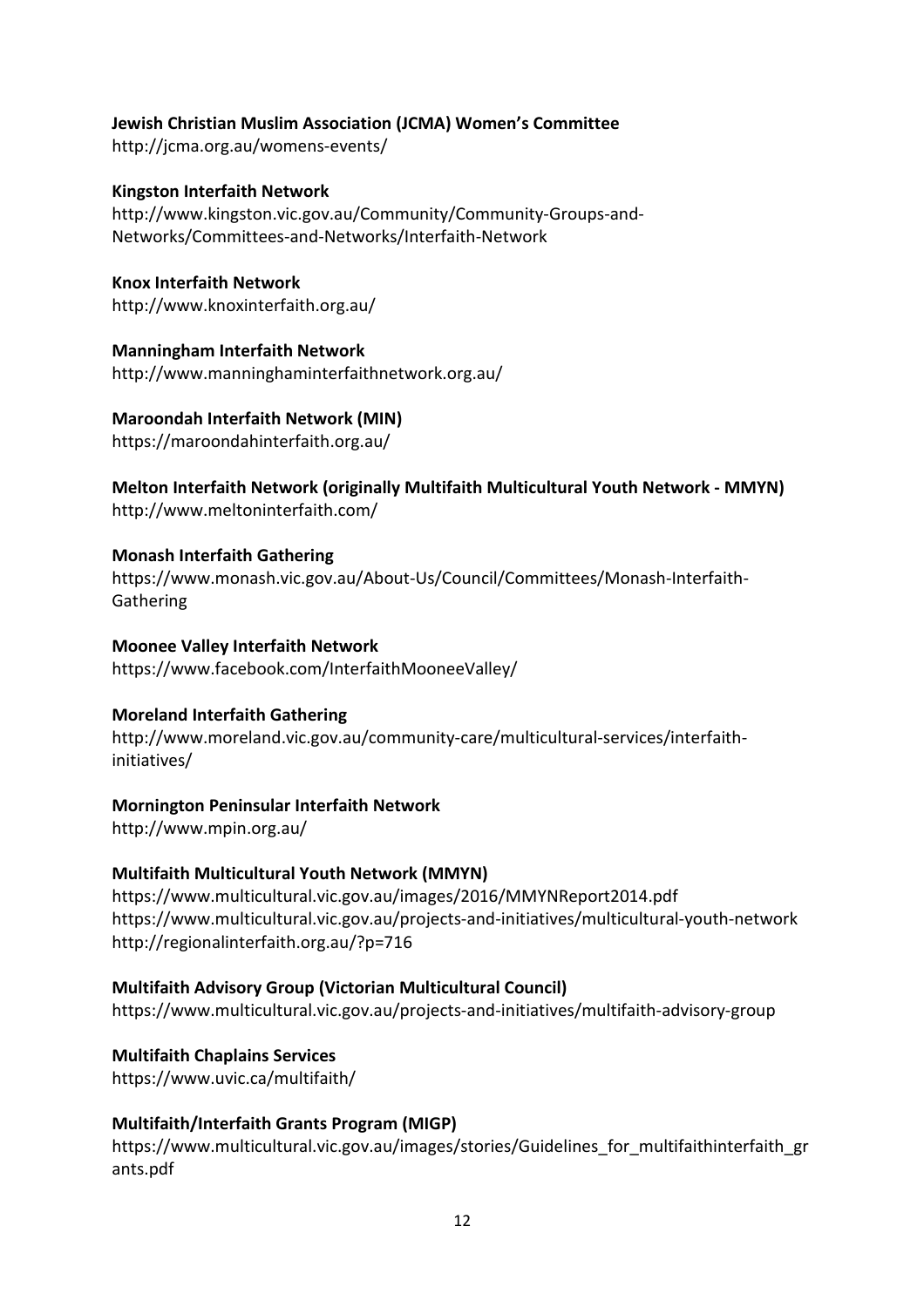**Jewish Christian Muslim Association (JCMA) Women's Committee**
http://jcma.org.au/womens-events/

**Kingston Interfaith Network**
http://www.kingston.vic.gov.au/Community/Community-Groups-and-Networks/Committees-and-Networks/Interfaith-Network

**Knox Interfaith Network**
http://www.knoxinterfaith.org.au/

**Manningham Interfaith Network**
http://www.manninghaminterfaithnetwork.org.au/

**Maroondah Interfaith Network (MIN)**
https://maroondahinterfaith.org.au/

**Melton Interfaith Network (originally Multifaith Multicultural Youth Network - MMYN)**
http://www.meltoninterfaith.com/

**Monash Interfaith Gathering**
https://www.monash.vic.gov.au/About-Us/Council/Committees/Monash-Interfaith-Gathering

**Moonee Valley Interfaith Network**
https://www.facebook.com/InterfaithMooneeValley/

**Moreland Interfaith Gathering**
http://www.moreland.vic.gov.au/community-care/multicultural-services/interfaith-initiatives/

**Mornington Peninsular Interfaith Network**
http://www.mpin.org.au/

**Multifaith Multicultural Youth Network (MMYN)**
https://www.multicultural.vic.gov.au/images/2016/MMYNReport2014.pdf
https://www.multicultural.vic.gov.au/projects-and-initiatives/multicultural-youth-network
http://regionalinterfaith.org.au/?p=716

**Multifaith Advisory Group (Victorian Multicultural Council)**
https://www.multicultural.vic.gov.au/projects-and-initiatives/multifaith-advisory-group

**Multifaith Chaplains Services**
https://www.uvic.ca/multifaith/

**Multifaith/Interfaith Grants Program (MIGP)**
https://www.multicultural.vic.gov.au/images/stories/Guidelines_for_multifaithinterfaith_grants.pdf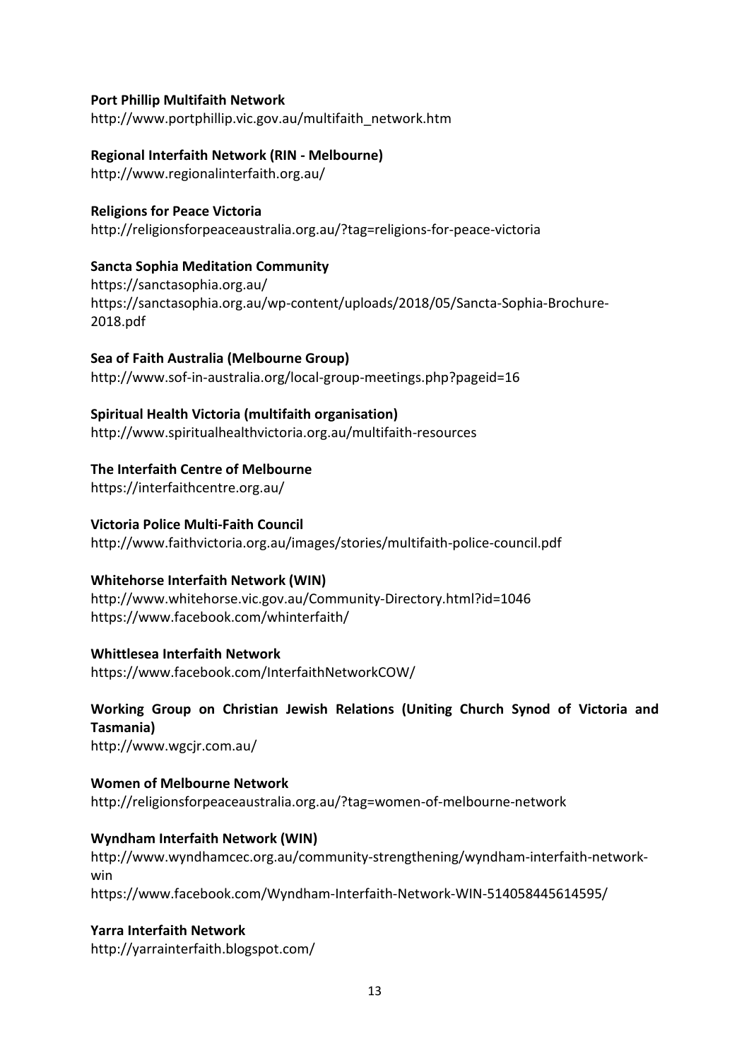**Port Phillip Multifaith Network**
http://www.portphillip.vic.gov.au/multifaith_network.htm

**Regional Interfaith Network (RIN - Melbourne)**
http://www.regionalinterfaith.org.au/

**Religions for Peace Victoria**
http://religionsforpeaceaustralia.org.au/?tag=religions-for-peace-victoria

**Sancta Sophia Meditation Community**
https://sanctasophia.org.au/
https://sanctasophia.org.au/wp-content/uploads/2018/05/Sancta-Sophia-Brochure-2018.pdf

**Sea of Faith Australia (Melbourne Group)**
http://www.sof-in-australia.org/local-group-meetings.php?pageid=16

**Spiritual Health Victoria (multifaith organisation)**
http://www.spiritualhealthvictoria.org.au/multifaith-resources

**The Interfaith Centre of Melbourne**
https://interfaithcentre.org.au/

**Victoria Police Multi-Faith Council**
http://www.faithvictoria.org.au/images/stories/multifaith-police-council.pdf

**Whitehorse Interfaith Network (WIN)**
http://www.whitehorse.vic.gov.au/Community-Directory.html?id=1046
https://www.facebook.com/whinterfaith/

**Whittlesea Interfaith Network**
https://www.facebook.com/InterfaithNetworkCOW/

**Working Group on Christian Jewish Relations (Uniting Church Synod of Victoria and Tasmania)**
http://www.wgcjr.com.au/

**Women of Melbourne Network**
http://religionsforpeaceaustralia.org.au/?tag=women-of-melbourne-network

**Wyndham Interfaith Network (WIN)**
http://www.wyndhamcec.org.au/community-strengthening/wyndham-interfaith-network-win
https://www.facebook.com/Wyndham-Interfaith-Network-WIN-514058445614595/

**Yarra Interfaith Network**
http://yarrainterfaith.blogspot.com/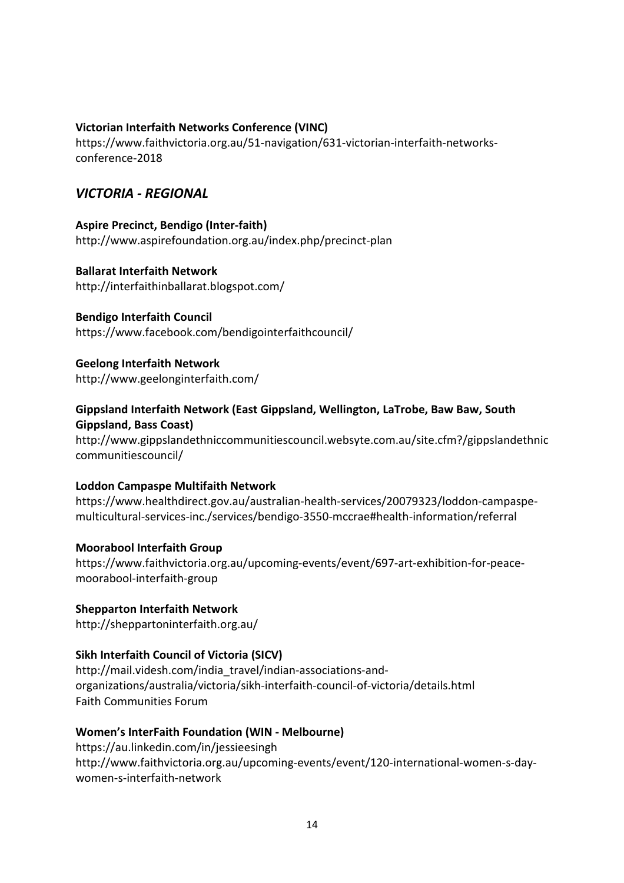**Victorian Interfaith Networks Conference (VINC)**
https://www.faithvictoria.org.au/51-navigation/631-victorian-interfaith-networks-conference-2018

## *VICTORIA - REGIONAL*

**Aspire Precinct, Bendigo (Inter-faith)**
http://www.aspirefoundation.org.au/index.php/precinct-plan

**Ballarat Interfaith Network**
http://interfaithinballarat.blogspot.com/

**Bendigo Interfaith Council**
https://www.facebook.com/bendigointerfaithcouncil/

**Geelong Interfaith Network**
http://www.geelonginterfaith.com/

**Gippsland Interfaith Network (East Gippsland, Wellington, LaTrobe, Baw Baw, South Gippsland, Bass Coast)**
http://www.gippslandethniccommunitiescouncil.websyte.com.au/site.cfm?/gippslandethniccommunitiescouncil/

**Loddon Campaspe Multifaith Network**
https://www.healthdirect.gov.au/australian-health-services/20079323/loddon-campaspe-multicultural-services-inc./services/bendigo-3550-mccrae#health-information/referral

**Moorabool Interfaith Group**
https://www.faithvictoria.org.au/upcoming-events/event/697-art-exhibition-for-peace-moorabool-interfaith-group

**Shepparton Interfaith Network**
http://sheppartoninterfaith.org.au/

**Sikh Interfaith Council of Victoria (SICV)**
http://mail.videsh.com/india_travel/indian-associations-and-organizations/australia/victoria/sikh-interfaith-council-of-victoria/details.html
Faith Communities Forum

**Women's InterFaith Foundation (WIN - Melbourne)**
https://au.linkedin.com/in/jessieesingh
http://www.faithvictoria.org.au/upcoming-events/event/120-international-women-s-day-women-s-interfaith-network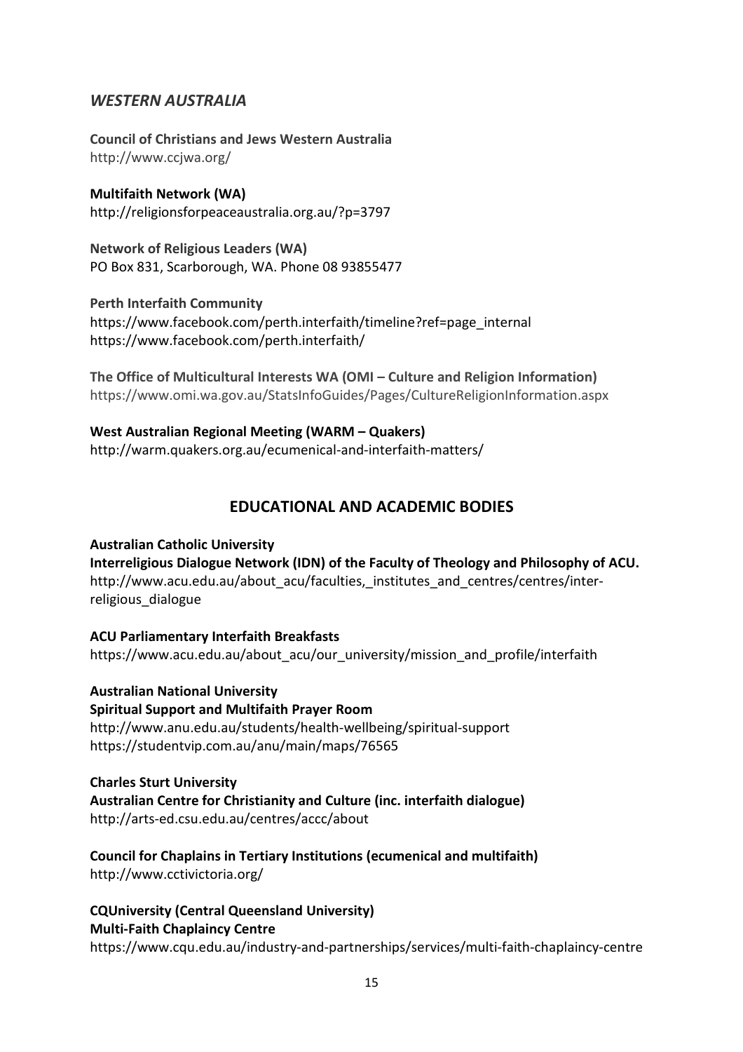## *WESTERN AUSTRALIA*

**Council of Christians and Jews Western Australia**
http://www.ccjwa.org/

**Multifaith Network (WA)**
http://religionsforpeaceaustralia.org.au/?p=3797

**Network of Religious Leaders (WA)**
PO Box 831, Scarborough, WA. Phone 08 93855477

**Perth Interfaith Community**
https://www.facebook.com/perth.interfaith/timeline?ref=page_internal
https://www.facebook.com/perth.interfaith/

**The Office of Multicultural Interests WA (OMI – Culture and Religion Information)**
https://www.omi.wa.gov.au/StatsInfoGuides/Pages/CultureReligionInformation.aspx

**West Australian Regional Meeting (WARM – Quakers)**
http://warm.quakers.org.au/ecumenical-and-interfaith-matters/

# EDUCATIONAL AND ACADEMIC BODIES

**Australian Catholic University**
**Interreligious Dialogue Network (IDN) of the Faculty of Theology and Philosophy of ACU.**
http://www.acu.edu.au/about_acu/faculties,_institutes_and_centres/centres/inter-religious_dialogue

**ACU Parliamentary Interfaith Breakfasts**
https://www.acu.edu.au/about_acu/our_university/mission_and_profile/interfaith

**Australian National University**
**Spiritual Support and Multifaith Prayer Room**
http://www.anu.edu.au/students/health-wellbeing/spiritual-support
https://studentvip.com.au/anu/main/maps/76565

**Charles Sturt University**
**Australian Centre for Christianity and Culture (inc. interfaith dialogue)**
http://arts-ed.csu.edu.au/centres/accc/about

**Council for Chaplains in Tertiary Institutions (ecumenical and multifaith)**
http://www.cctivictoria.org/

**CQUniversity (Central Queensland University)**
**Multi-Faith Chaplaincy Centre**
https://www.cqu.edu.au/industry-and-partnerships/services/multi-faith-chaplaincy-centre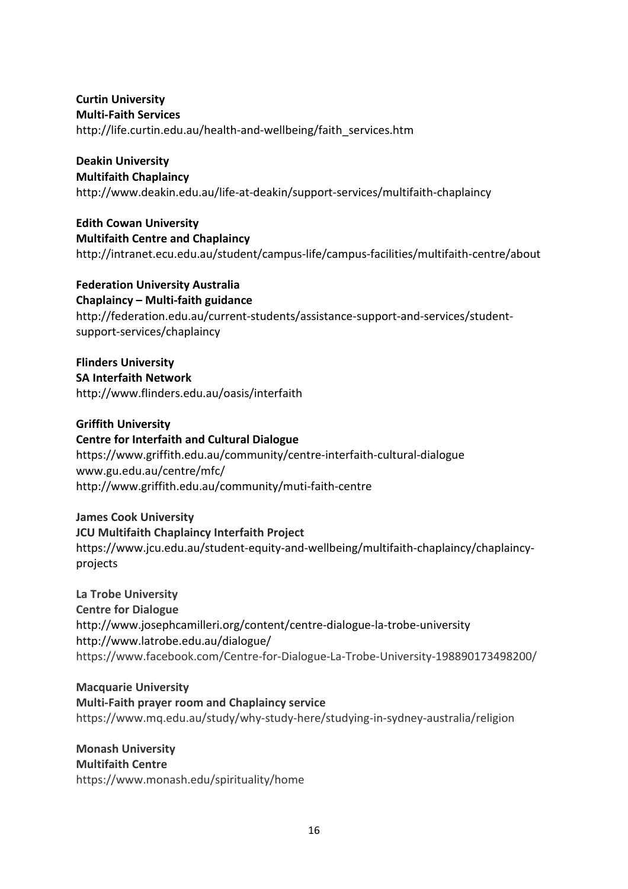**Curtin University**
**Multi-Faith Services**
http://life.curtin.edu.au/health-and-wellbeing/faith_services.htm

**Deakin University**
**Multifaith Chaplaincy**
http://www.deakin.edu.au/life-at-deakin/support-services/multifaith-chaplaincy

**Edith Cowan University**
**Multifaith Centre and Chaplaincy**
http://intranet.ecu.edu.au/student/campus-life/campus-facilities/multifaith-centre/about

**Federation University Australia**
**Chaplaincy – Multi-faith guidance**
http://federation.edu.au/current-students/assistance-support-and-services/student-support-services/chaplaincy

**Flinders University**
**SA Interfaith Network**
http://www.flinders.edu.au/oasis/interfaith

**Griffith University**
**Centre for Interfaith and Cultural Dialogue**
https://www.griffith.edu.au/community/centre-interfaith-cultural-dialogue
www.gu.edu.au/centre/mfc/
http://www.griffith.edu.au/community/muti-faith-centre

**James Cook University**
**JCU Multifaith Chaplaincy Interfaith Project**
https://www.jcu.edu.au/student-equity-and-wellbeing/multifaith-chaplaincy/chaplaincy-projects

**La Trobe University**
**Centre for Dialogue**
http://www.josephcamilleri.org/content/centre-dialogue-la-trobe-university
http://www.latrobe.edu.au/dialogue/
https://www.facebook.com/Centre-for-Dialogue-La-Trobe-University-198890173498200/

**Macquarie University**
**Multi-Faith prayer room and Chaplaincy service**
https://www.mq.edu.au/study/why-study-here/studying-in-sydney-australia/religion

**Monash University**
**Multifaith Centre**
https://www.monash.edu/spirituality/home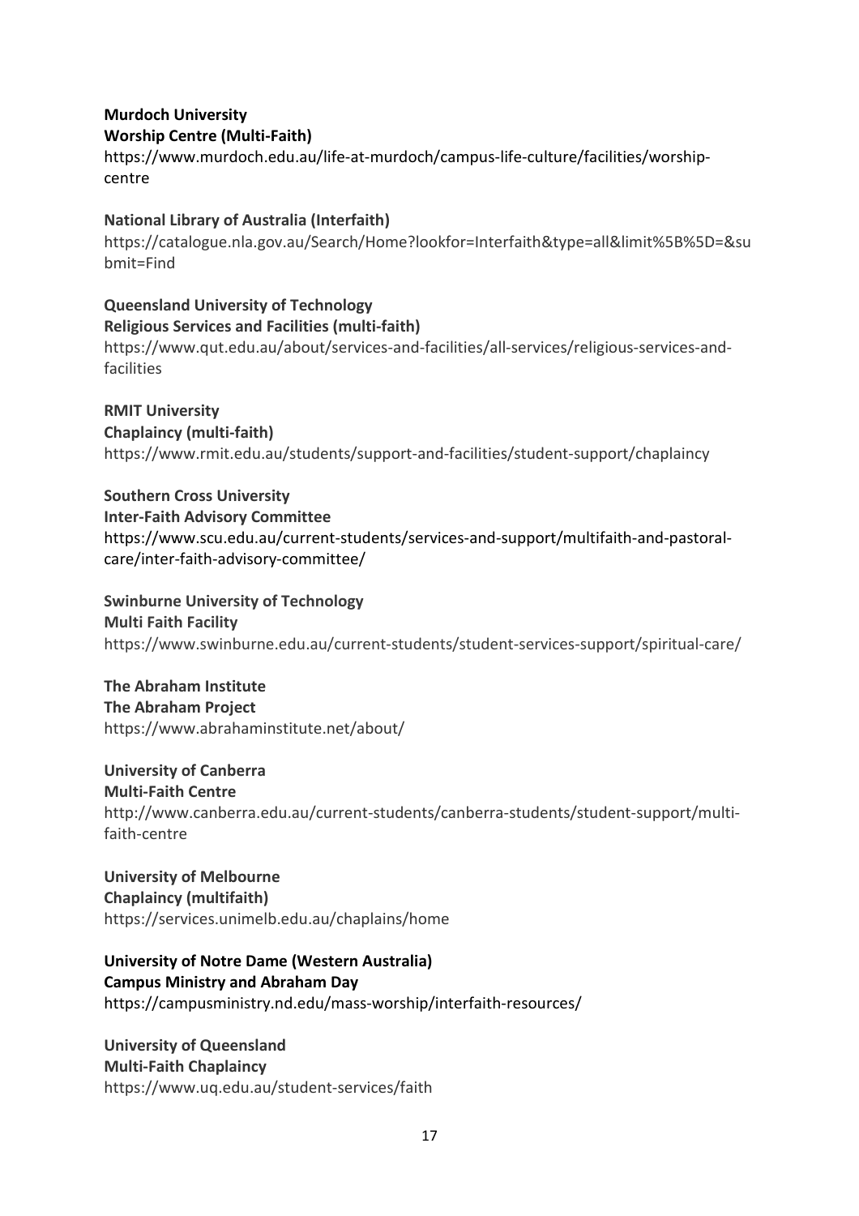**Murdoch University**
**Worship Centre (Multi-Faith)**
https://www.murdoch.edu.au/life-at-murdoch/campus-life-culture/facilities/worship-centre

**National Library of Australia (Interfaith)**
https://catalogue.nla.gov.au/Search/Home?lookfor=Interfaith&type=all&limit%5B%5D=&submit=Find

**Queensland University of Technology**
**Religious Services and Facilities (multi-faith)**
https://www.qut.edu.au/about/services-and-facilities/all-services/religious-services-and-facilities

**RMIT University**
**Chaplaincy (multi-faith)**
https://www.rmit.edu.au/students/support-and-facilities/student-support/chaplaincy

**Southern Cross University**
**Inter-Faith Advisory Committee**
https://www.scu.edu.au/current-students/services-and-support/multifaith-and-pastoral-care/inter-faith-advisory-committee/

**Swinburne University of Technology**
**Multi Faith Facility**
https://www.swinburne.edu.au/current-students/student-services-support/spiritual-care/

**The Abraham Institute**
**The Abraham Project**
https://www.abrahaminstitute.net/about/

**University of Canberra**
**Multi-Faith Centre**
http://www.canberra.edu.au/current-students/canberra-students/student-support/multi-faith-centre

**University of Melbourne**
**Chaplaincy (multifaith)**
https://services.unimelb.edu.au/chaplains/home

**University of Notre Dame (Western Australia)**
**Campus Ministry and Abraham Day**
https://campusministry.nd.edu/mass-worship/interfaith-resources/

**University of Queensland**
**Multi-Faith Chaplaincy**
https://www.uq.edu.au/student-services/faith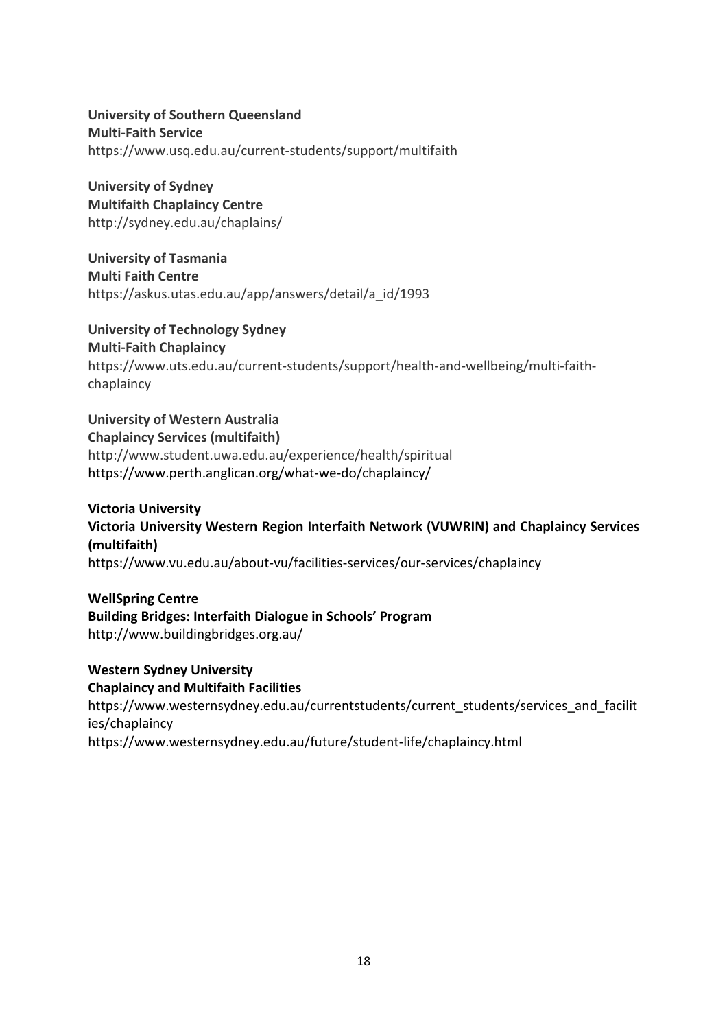**University of Southern Queensland**
**Multi-Faith Service**
https://www.usq.edu.au/current-students/support/multifaith

**University of Sydney**
**Multifaith Chaplaincy Centre**
http://sydney.edu.au/chaplains/

**University of Tasmania**
**Multi Faith Centre**
https://askus.utas.edu.au/app/answers/detail/a_id/1993

**University of Technology Sydney**
**Multi-Faith Chaplaincy**
https://www.uts.edu.au/current-students/support/health-and-wellbeing/multi-faith-chaplaincy

**University of Western Australia**
**Chaplaincy Services (multifaith)**
http://www.student.uwa.edu.au/experience/health/spiritual
https://www.perth.anglican.org/what-we-do/chaplaincy/

**Victoria University**
**Victoria University Western Region Interfaith Network (VUWRIN) and Chaplaincy Services (multifaith)**
https://www.vu.edu.au/about-vu/facilities-services/our-services/chaplaincy

**WellSpring Centre**
**Building Bridges: Interfaith Dialogue in Schools' Program**
http://www.buildingbridges.org.au/

**Western Sydney University**
**Chaplaincy and Multifaith Facilities**
https://www.westernsydney.edu.au/currentstudents/current_students/services_and_facilities/chaplaincy
https://www.westernsydney.edu.au/future/student-life/chaplaincy.html